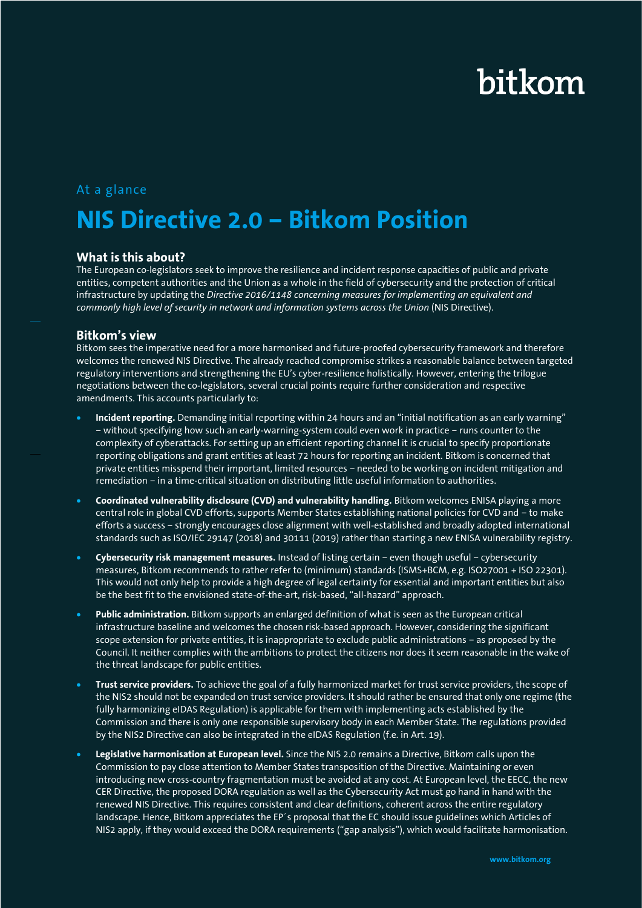bitkom

At a glance

# NIS Directive 2.0 – Bitkom Position

## What is this about?

The European co-legislators seek to improve the resilience and incident response capacities of public and private entities, competent authorities and the Union as a whole in the field of cybersecurity and the protection of critical infrastructure by updating the *Directive 2016/1148 concerning measures for implementing an equivalent and commonly high level of security in network and information systems across the Union* (NIS Directive).

## Bitkom's view

Bitkom sees the imperative need for a more harmonised and future-proofed cybersecurity framework and therefore welcomes the renewed NIS Directive. The already reached compromise strikes a reasonable balance between targeted regulatory interventions and strengthening the EU's cyber-resilience holistically. However, entering the trilogue negotiations between the co-legislators, several crucial points require further consideration and respective amendments. This accounts particularly to:

- **Incident reporting.** Demanding initial reporting within 24 hours and an "initial notification as an early warning" – without specifying how such an early-warning-system could even work in practice – runs counter to the complexity of cyberattacks. For setting up an efficient reporting channel it is crucial to specify proportionate reporting obligations and grant entities at least 72 hours for reporting an incident. Bitkom is concerned that private entities misspend their important, limited resources – needed to be working on incident mitigation and remediation – in a time-critical situation on distributing little useful information to authorities.
- **Coordinated vulnerability disclosure (CVD) and vulnerability handling.** Bitkom welcomes ENISA playing a more central role in global CVD efforts, supports Member States establishing national policies for CVD and – to make efforts a success – strongly encourages close alignment with well-established and broadly adopted international standards such as ISO/IEC 29147 (2018) and 30111 (2019) rather than starting a new ENISA vulnerability registry.
- **Cybersecurity risk management measures.** Instead of listing certain – even though useful – cybersecurity measures, Bitkom recommends to rather refer to (minimum) standards (ISMS+BCM, e.g. ISO27001 + ISO 22301). This would not only help to provide a high degree of legal certainty for essential and important entities but also be the best fit to the envisioned state-of-the-art, risk-based, "all-hazard" approach.
- **Public administration.** Bitkom supports an enlarged definition of what is seen as the European critical infrastructure baseline and welcomes the chosen risk-based approach. However, considering the significant scope extension for private entities, it is inappropriate to exclude public administrations – as proposed by the Council. It neither complies with the ambitions to protect the citizens nor does it seem reasonable in the wake of the threat landscape for public entities.
- **Trust service providers.** To achieve the goal of a fully harmonized market for trust service providers, the scope of the NIS2 should not be expanded on trust service providers. It should rather be ensured that only one regime (the fully harmonizing eIDAS Regulation) is applicable for them with implementing acts established by the Commission and there is only one responsible supervisory body in each Member State. The regulations provided by the NIS2 Directive can also be integrated in the eIDAS Regulation (f.e. in Art. 19).
- **Legislative harmonisation at European level.** Since the NIS 2.0 remains a Directive, Bitkom calls upon the Commission to pay close attention to Member States transposition of the Directive. Maintaining or even introducing new cross-country fragmentation must be avoided at any cost. At European level, the EECC, the new CER Directive, the proposed DORA regulation as well as the Cybersecurity Act must go hand in hand with the renewed NIS Directive. This requires consistent and clear definitions, coherent across the entire regulatory landscape. Hence, Bitkom appreciates the EP´s proposal that the EC should issue guidelines which Articles of NIS2 apply, if they would exceed the DORA requirements ("gap analysis"), which would facilitate harmonisation.

www.bitkom.org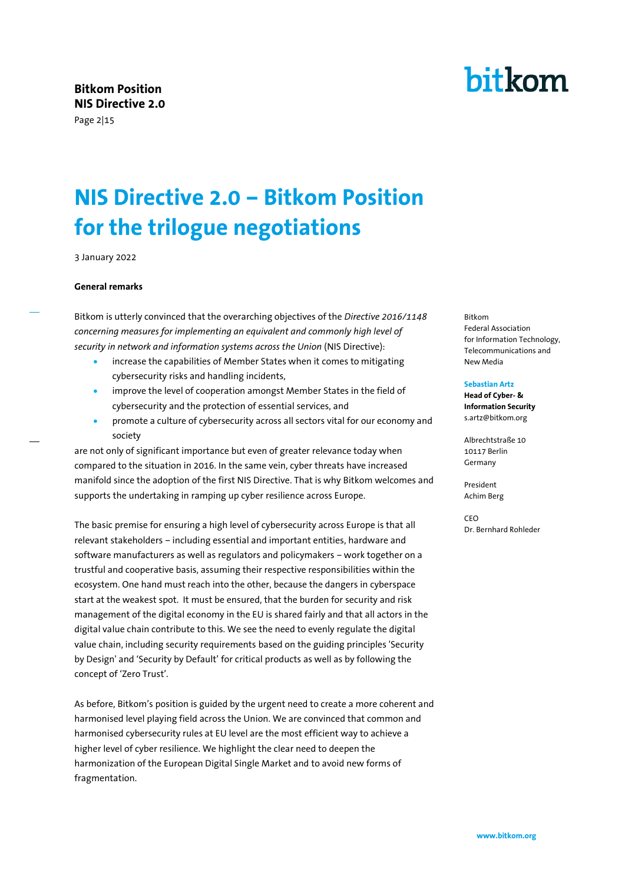# NIS Directive 2.0 – Bitkom Position for the trilogue negotiations

3 January 2022

**General remarks**

Bitkom is utterly convinced that the overarching objectives of the *Directive 2016/1148 concerning measures for implementing an equivalent and commonly high level of security in network and information systems across the Union* (NIS Directive):

- increase the capabilities of Member States when it comes to mitigating cybersecurity risks and handling incidents,
- improve the level of cooperation amongst Member States in the field of cybersecurity and the protection of essential services, and
- promote a culture of cybersecurity across all sectors vital for our economy and society

are not only of significant importance but even of greater relevance today when compared to the situation in 2016. In the same vein, cyber threats have increased manifold since the adoption of the first NIS Directive. That is why Bitkom welcomes and supports the undertaking in ramping up cyber resilience across Europe.

The basic premise for ensuring a high level of cybersecurity across Europe is that all relevant stakeholders – including essential and important entities, hardware and software manufacturers as well as regulators and policymakers – work together on a trustful and cooperative basis, assuming their respective responsibilities within the ecosystem. One hand must reach into the other, because the dangers in cyberspace start at the weakest spot. It must be ensured, that the burden for security and risk management of the digital economy in the EU is shared fairly and that all actors in the digital value chain contribute to this. We see the need to evenly regulate the digital value chain, including security requirements based on the guiding principles 'Security by Design' and 'Security by Default' for critical products as well as by following the concept of 'Zero Trust'.

As before, Bitkom's position is guided by the urgent need to create a more coherent and harmonised level playing field across the Union. We are convinced that common and harmonised cybersecurity rules at EU level are the most efficient way to achieve a higher level of cyber resilience. We highlight the clear need to deepen the harmonization of the European Digital Single Market and to avoid new forms of fragmentation.

Bitkom
Federal Association
for Information Technology,
Telecommunications and
New Media

**Sebastian Artz**
**Head of Cyber- & Information Security**
s.artz@bitkom.org

Albrechtstraße 10
10117 Berlin
Germany

President
Achim Berg

CEO
Dr. Bernhard Rohleder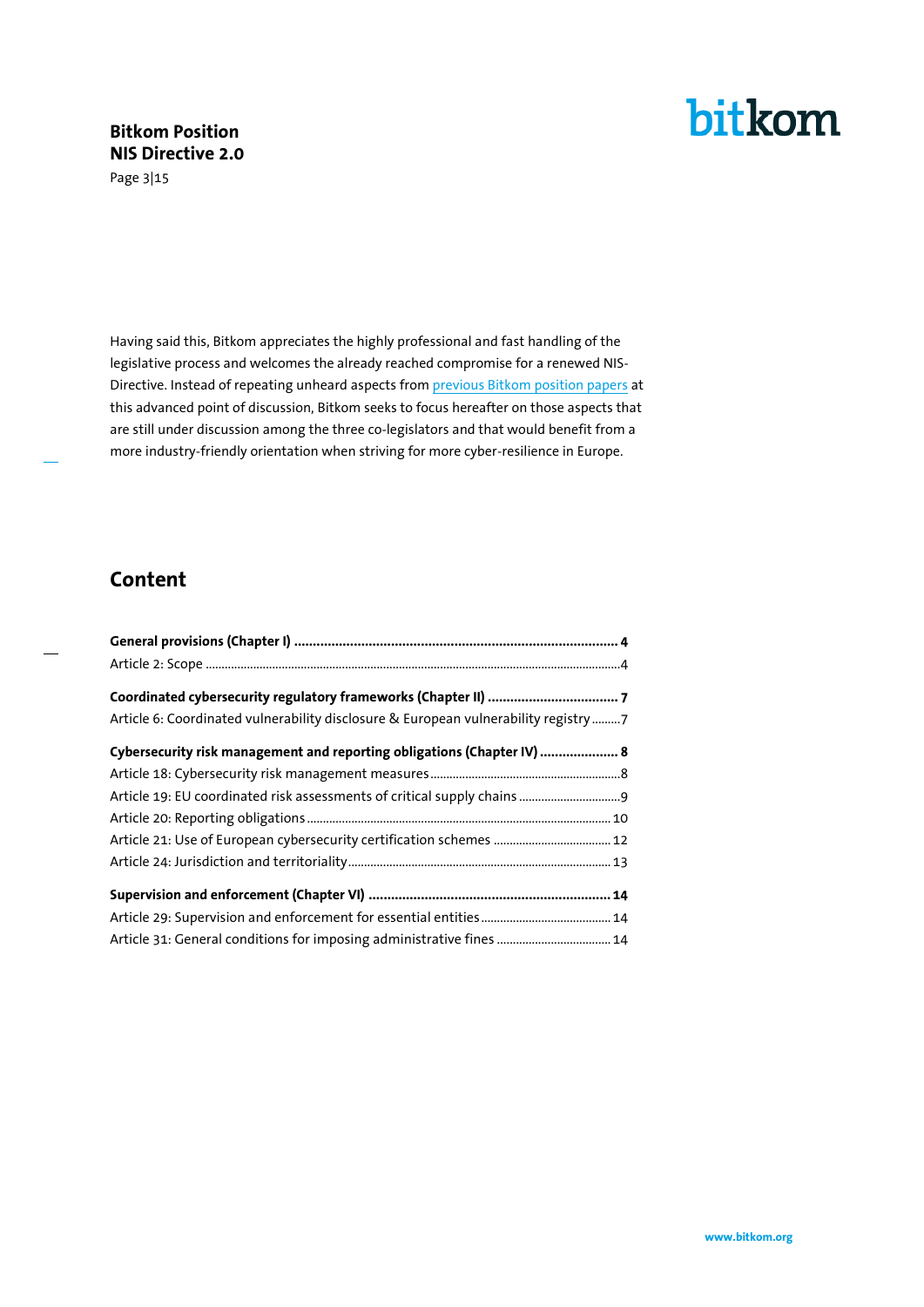Having said this, Bitkom appreciates the highly professional and fast handling of the legislative process and welcomes the already reached compromise for a renewed NIS-Directive. Instead of repeating unheard aspects from previous Bitkom position papers at this advanced point of discussion, Bitkom seeks to focus hereafter on those aspects that are still under discussion among the three co-legislators and that would benefit from a more industry-friendly orientation when striving for more cyber-resilience in Europe.

## Content

**General provisions (Chapter I) ........................................................ 4**
Article 2: Scope ........................................................ 4

**Coordinated cybersecurity regulatory frameworks (Chapter II) ........................................................ 7**
Article 6: Coordinated vulnerability disclosure & European vulnerability registry ........ 7

**Cybersecurity risk management and reporting obligations (Chapter IV) ........................................................ 8**
Article 18: Cybersecurity risk management measures ........................................................ 8
Article 19: EU coordinated risk assessments of critical supply chains ........................................................ 9
Article 20: Reporting obligations ........................................................ 10
Article 21: Use of European cybersecurity certification schemes ........................................................ 12
Article 24: Jurisdiction and territoriality ........................................................ 13

**Supervision and enforcement (Chapter VI) ........................................................ 14**
Article 29: Supervision and enforcement for essential entities ........................................................ 14
Article 31: General conditions for imposing administrative fines ........................................................ 14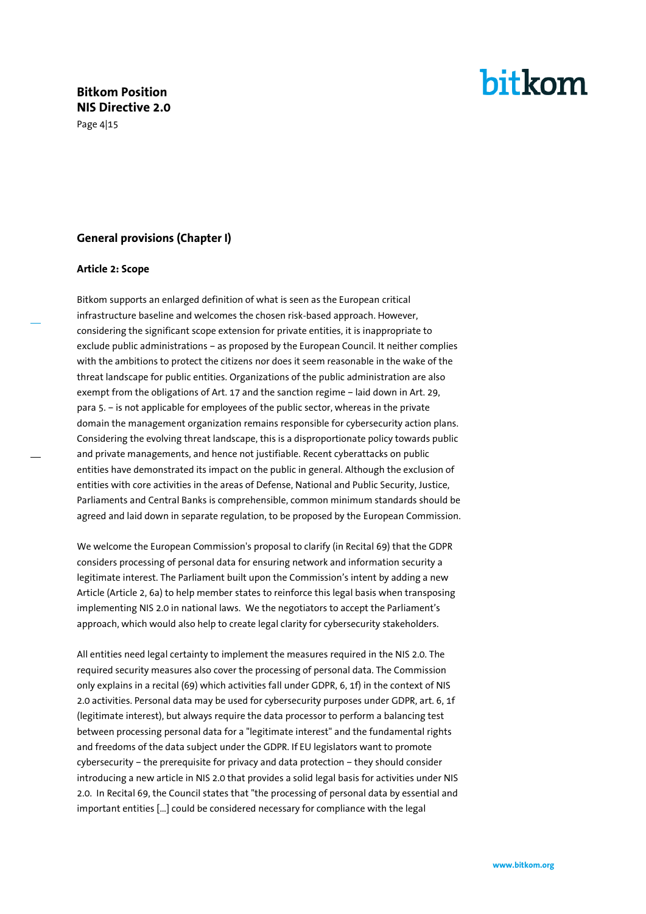## General provisions (Chapter I)

### Article 2: Scope

Bitkom supports an enlarged definition of what is seen as the European critical infrastructure baseline and welcomes the chosen risk-based approach. However, considering the significant scope extension for private entities, it is inappropriate to exclude public administrations – as proposed by the European Council. It neither complies with the ambitions to protect the citizens nor does it seem reasonable in the wake of the threat landscape for public entities. Organizations of the public administration are also exempt from the obligations of Art. 17 and the sanction regime – laid down in Art. 29, para 5. – is not applicable for employees of the public sector, whereas in the private domain the management organization remains responsible for cybersecurity action plans. Considering the evolving threat landscape, this is a disproportionate policy towards public and private managements, and hence not justifiable. Recent cyberattacks on public entities have demonstrated its impact on the public in general. Although the exclusion of entities with core activities in the areas of Defense, National and Public Security, Justice, Parliaments and Central Banks is comprehensible, common minimum standards should be agreed and laid down in separate regulation, to be proposed by the European Commission.

We welcome the European Commission's proposal to clarify (in Recital 69) that the GDPR considers processing of personal data for ensuring network and information security a legitimate interest. The Parliament built upon the Commission's intent by adding a new Article (Article 2, 6a) to help member states to reinforce this legal basis when transposing implementing NIS 2.0 in national laws. We the negotiators to accept the Parliament's approach, which would also help to create legal clarity for cybersecurity stakeholders.

All entities need legal certainty to implement the measures required in the NIS 2.0. The required security measures also cover the processing of personal data. The Commission only explains in a recital (69) which activities fall under GDPR, 6, 1f) in the context of NIS 2.0 activities. Personal data may be used for cybersecurity purposes under GDPR, art. 6, 1f (legitimate interest), but always require the data processor to perform a balancing test between processing personal data for a "legitimate interest" and the fundamental rights and freedoms of the data subject under the GDPR. If EU legislators want to promote cybersecurity – the prerequisite for privacy and data protection – they should consider introducing a new article in NIS 2.0 that provides a solid legal basis for activities under NIS 2.0. In Recital 69, the Council states that "the processing of personal data by essential and important entities […] could be considered necessary for compliance with the legal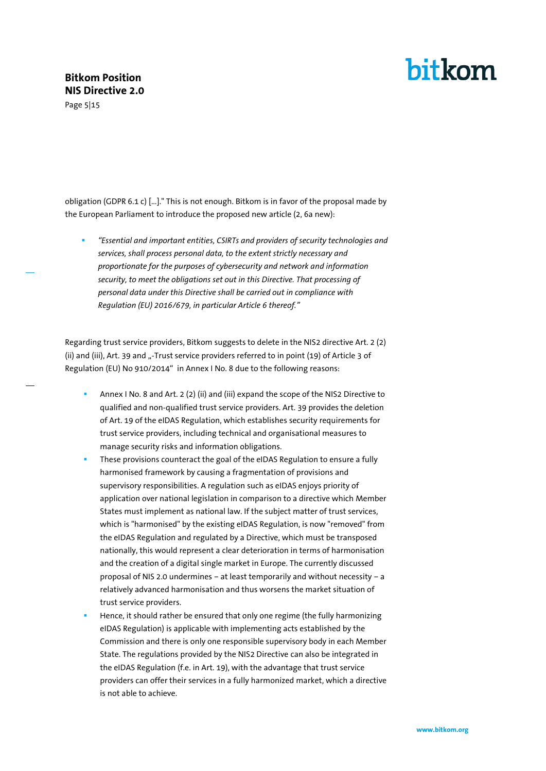obligation (GDPR 6.1 c) […]." This is not enough. Bitkom is in favor of the proposal made by the European Parliament to introduce the proposed new article (2, 6a new):

- *"Essential and important entities, CSIRTs and providers of security technologies and services, shall process personal data, to the extent strictly necessary and proportionate for the purposes of cybersecurity and network and information security, to meet the obligations set out in this Directive. That processing of personal data under this Directive shall be carried out in compliance with Regulation (EU) 2016/679, in particular Article 6 thereof."*

Regarding trust service providers, Bitkom suggests to delete in the NIS2 directive Art. 2 (2) (ii) and (iii), Art. 39 and „-Trust service providers referred to in point (19) of Article 3 of Regulation (EU) No 910/2014" in Annex I No. 8 due to the following reasons:

- Annex I No. 8 and Art. 2 (2) (ii) and (iii) expand the scope of the NIS2 Directive to qualified and non-qualified trust service providers. Art. 39 provides the deletion of Art. 19 of the eIDAS Regulation, which establishes security requirements for trust service providers, including technical and organisational measures to manage security risks and information obligations.
- These provisions counteract the goal of the eIDAS Regulation to ensure a fully harmonised framework by causing a fragmentation of provisions and supervisory responsibilities. A regulation such as eIDAS enjoys priority of application over national legislation in comparison to a directive which Member States must implement as national law. If the subject matter of trust services, which is "harmonised" by the existing eIDAS Regulation, is now "removed" from the eIDAS Regulation and regulated by a Directive, which must be transposed nationally, this would represent a clear deterioration in terms of harmonisation and the creation of a digital single market in Europe. The currently discussed proposal of NIS 2.0 undermines – at least temporarily and without necessity – a relatively advanced harmonisation and thus worsens the market situation of trust service providers.
- Hence, it should rather be ensured that only one regime (the fully harmonizing eIDAS Regulation) is applicable with implementing acts established by the Commission and there is only one responsible supervisory body in each Member State. The regulations provided by the NIS2 Directive can also be integrated in the eIDAS Regulation (f.e. in Art. 19), with the advantage that trust service providers can offer their services in a fully harmonized market, which a directive is not able to achieve.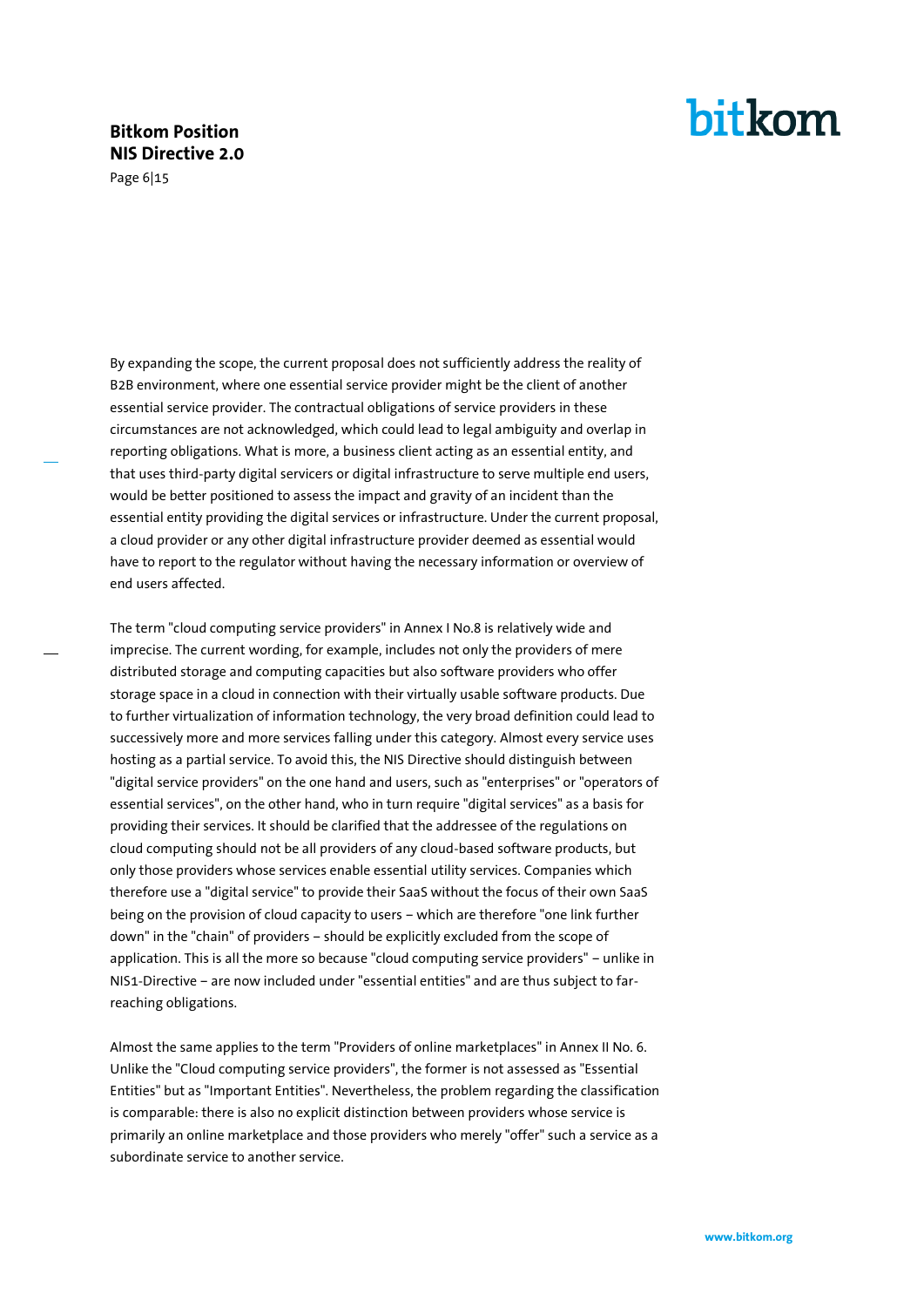By expanding the scope, the current proposal does not sufficiently address the reality of B2B environment, where one essential service provider might be the client of another essential service provider. The contractual obligations of service providers in these circumstances are not acknowledged, which could lead to legal ambiguity and overlap in reporting obligations. What is more, a business client acting as an essential entity, and that uses third-party digital servicers or digital infrastructure to serve multiple end users, would be better positioned to assess the impact and gravity of an incident than the essential entity providing the digital services or infrastructure. Under the current proposal, a cloud provider or any other digital infrastructure provider deemed as essential would have to report to the regulator without having the necessary information or overview of end users affected.

The term "cloud computing service providers" in Annex I No.8 is relatively wide and imprecise. The current wording, for example, includes not only the providers of mere distributed storage and computing capacities but also software providers who offer storage space in a cloud in connection with their virtually usable software products. Due to further virtualization of information technology, the very broad definition could lead to successively more and more services falling under this category. Almost every service uses hosting as a partial service. To avoid this, the NIS Directive should distinguish between "digital service providers" on the one hand and users, such as "enterprises" or "operators of essential services", on the other hand, who in turn require "digital services" as a basis for providing their services. It should be clarified that the addressee of the regulations on cloud computing should not be all providers of any cloud-based software products, but only those providers whose services enable essential utility services. Companies which therefore use a "digital service" to provide their SaaS without the focus of their own SaaS being on the provision of cloud capacity to users – which are therefore "one link further down" in the "chain" of providers – should be explicitly excluded from the scope of application. This is all the more so because "cloud computing service providers" – unlike in NIS1-Directive – are now included under "essential entities" and are thus subject to far-reaching obligations.

Almost the same applies to the term "Providers of online marketplaces" in Annex II No. 6. Unlike the "Cloud computing service providers", the former is not assessed as "Essential Entities" but as "Important Entities". Nevertheless, the problem regarding the classification is comparable: there is also no explicit distinction between providers whose service is primarily an online marketplace and those providers who merely "offer" such a service as a subordinate service to another service.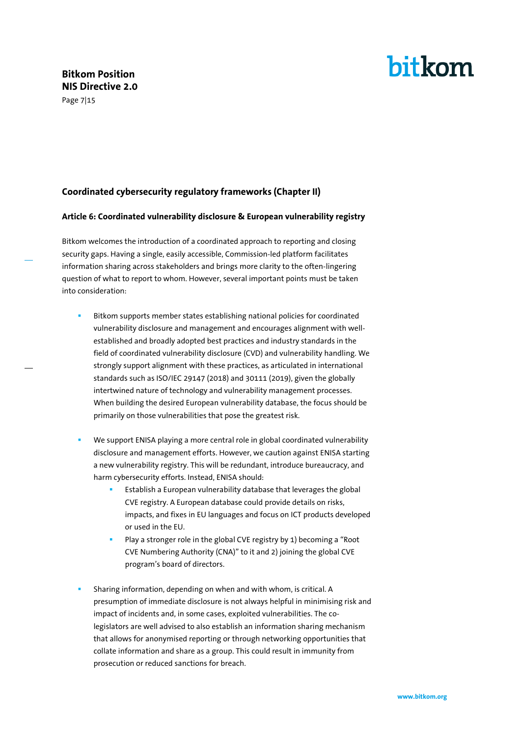## Coordinated cybersecurity regulatory frameworks (Chapter II)

### Article 6: Coordinated vulnerability disclosure & European vulnerability registry

Bitkom welcomes the introduction of a coordinated approach to reporting and closing security gaps. Having a single, easily accessible, Commission-led platform facilitates information sharing across stakeholders and brings more clarity to the often-lingering question of what to report to whom. However, several important points must be taken into consideration:

- Bitkom supports member states establishing national policies for coordinated vulnerability disclosure and management and encourages alignment with well-established and broadly adopted best practices and industry standards in the field of coordinated vulnerability disclosure (CVD) and vulnerability handling. We strongly support alignment with these practices, as articulated in international standards such as ISO/IEC 29147 (2018) and 30111 (2019), given the globally intertwined nature of technology and vulnerability management processes. When building the desired European vulnerability database, the focus should be primarily on those vulnerabilities that pose the greatest risk.

- We support ENISA playing a more central role in global coordinated vulnerability disclosure and management efforts. However, we caution against ENISA starting a new vulnerability registry. This will be redundant, introduce bureaucracy, and harm cybersecurity efforts. Instead, ENISA should:
  - Establish a European vulnerability database that leverages the global CVE registry. A European database could provide details on risks, impacts, and fixes in EU languages and focus on ICT products developed or used in the EU.
  - Play a stronger role in the global CVE registry by 1) becoming a "Root CVE Numbering Authority (CNA)" to it and 2) joining the global CVE program's board of directors.

- Sharing information, depending on when and with whom, is critical. A presumption of immediate disclosure is not always helpful in minimising risk and impact of incidents and, in some cases, exploited vulnerabilities. The co-legislators are well advised to also establish an information sharing mechanism that allows for anonymised reporting or through networking opportunities that collate information and share as a group. This could result in immunity from prosecution or reduced sanctions for breach.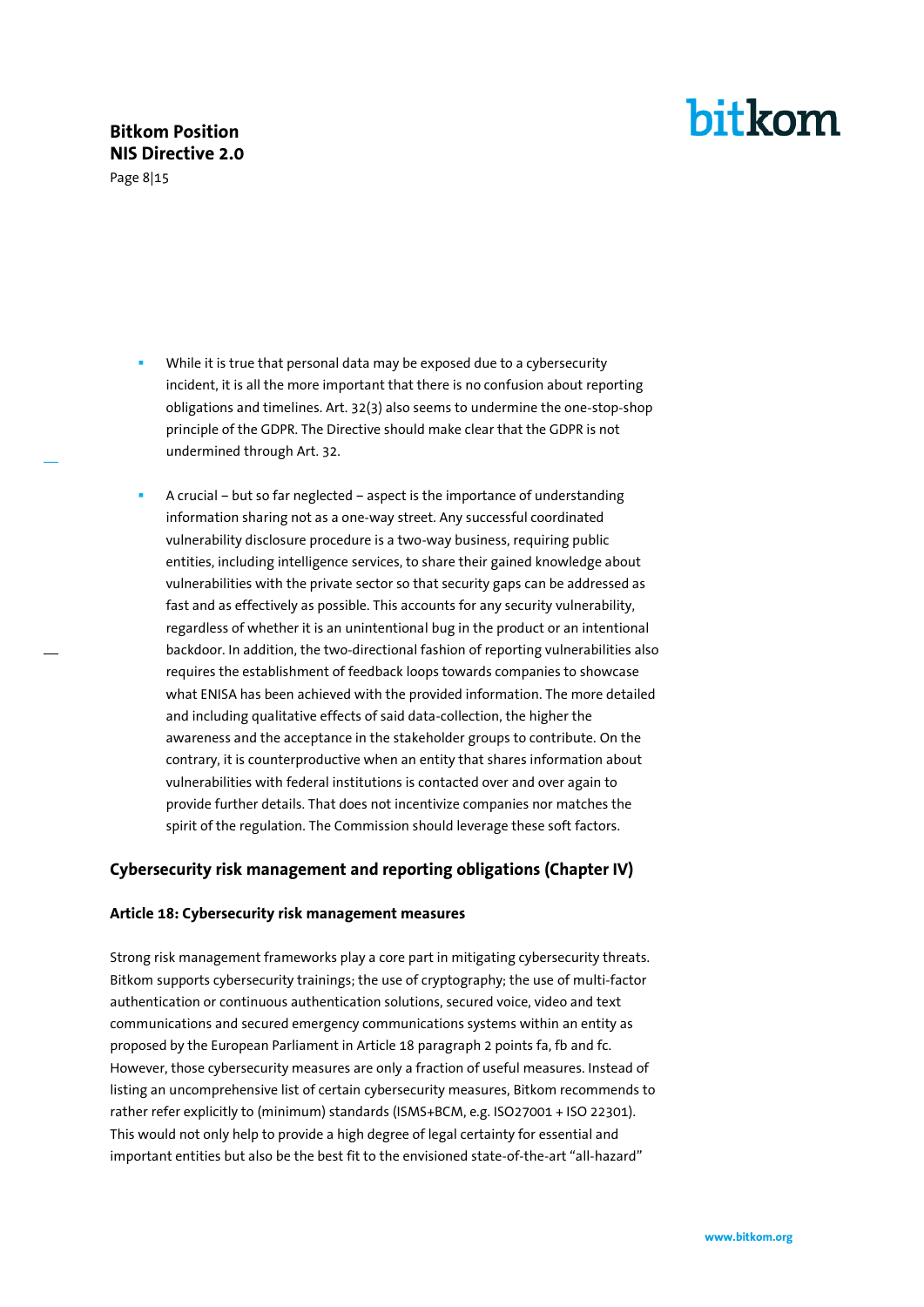- While it is true that personal data may be exposed due to a cybersecurity incident, it is all the more important that there is no confusion about reporting obligations and timelines. Art. 32(3) also seems to undermine the one-stop-shop principle of the GDPR. The Directive should make clear that the GDPR is not undermined through Art. 32.

- A crucial – but so far neglected – aspect is the importance of understanding information sharing not as a one-way street. Any successful coordinated vulnerability disclosure procedure is a two-way business, requiring public entities, including intelligence services, to share their gained knowledge about vulnerabilities with the private sector so that security gaps can be addressed as fast and as effectively as possible. This accounts for any security vulnerability, regardless of whether it is an unintentional bug in the product or an intentional backdoor. In addition, the two-directional fashion of reporting vulnerabilities also requires the establishment of feedback loops towards companies to showcase what ENISA has been achieved with the provided information. The more detailed and including qualitative effects of said data-collection, the higher the awareness and the acceptance in the stakeholder groups to contribute. On the contrary, it is counterproductive when an entity that shares information about vulnerabilities with federal institutions is contacted over and over again to provide further details. That does not incentivize companies nor matches the spirit of the regulation. The Commission should leverage these soft factors.

## Cybersecurity risk management and reporting obligations (Chapter IV)

### Article 18: Cybersecurity risk management measures

Strong risk management frameworks play a core part in mitigating cybersecurity threats. Bitkom supports cybersecurity trainings; the use of cryptography; the use of multi-factor authentication or continuous authentication solutions, secured voice, video and text communications and secured emergency communications systems within an entity as proposed by the European Parliament in Article 18 paragraph 2 points fa, fb and fc. However, those cybersecurity measures are only a fraction of useful measures. Instead of listing an uncomprehensive list of certain cybersecurity measures, Bitkom recommends to rather refer explicitly to (minimum) standards (ISMS+BCM, e.g. ISO27001 + ISO 22301). This would not only help to provide a high degree of legal certainty for essential and important entities but also be the best fit to the envisioned state-of-the-art "all-hazard"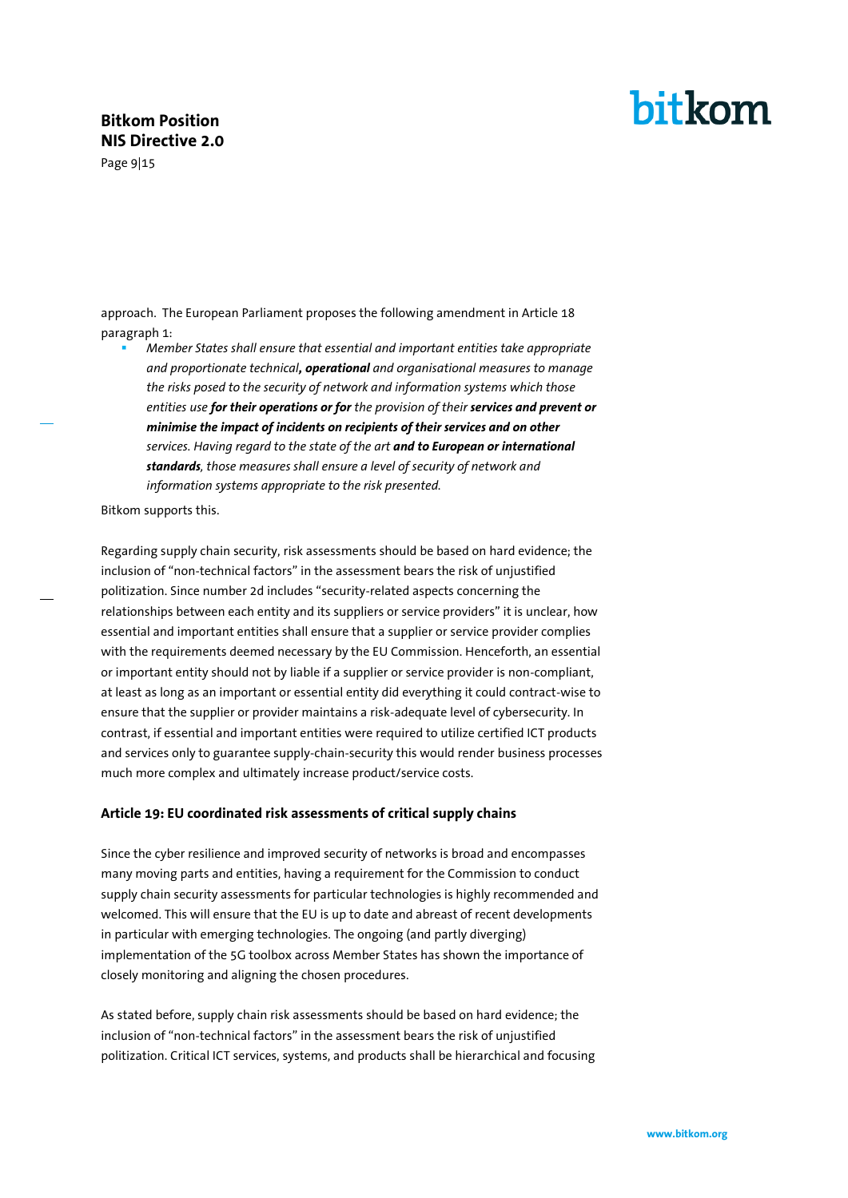approach. The European Parliament proposes the following amendment in Article 18 paragraph 1:

- *Member States shall ensure that essential and important entities take appropriate and proportionate technical****, operational*** *and organisational measures to manage the risks posed to the security of network and information systems which those entities use* ***for their operations or for*** *the provision of their* ***services and prevent or minimise the impact of incidents on recipients of their services and on other*** *services. Having regard to the state of the art* ***and to European or international standards****, those measures shall ensure a level of security of network and information systems appropriate to the risk presented.*

Bitkom supports this.

Regarding supply chain security, risk assessments should be based on hard evidence; the inclusion of "non-technical factors" in the assessment bears the risk of unjustified politization. Since number 2d includes "security-related aspects concerning the relationships between each entity and its suppliers or service providers" it is unclear, how essential and important entities shall ensure that a supplier or service provider complies with the requirements deemed necessary by the EU Commission. Henceforth, an essential or important entity should not by liable if a supplier or service provider is non-compliant, at least as long as an important or essential entity did everything it could contract-wise to ensure that the supplier or provider maintains a risk-adequate level of cybersecurity. In contrast, if essential and important entities were required to utilize certified ICT products and services only to guarantee supply-chain-security this would render business processes much more complex and ultimately increase product/service costs.

### Article 19: EU coordinated risk assessments of critical supply chains

Since the cyber resilience and improved security of networks is broad and encompasses many moving parts and entities, having a requirement for the Commission to conduct supply chain security assessments for particular technologies is highly recommended and welcomed. This will ensure that the EU is up to date and abreast of recent developments in particular with emerging technologies. The ongoing (and partly diverging) implementation of the 5G toolbox across Member States has shown the importance of closely monitoring and aligning the chosen procedures.

As stated before, supply chain risk assessments should be based on hard evidence; the inclusion of "non-technical factors" in the assessment bears the risk of unjustified politization. Critical ICT services, systems, and products shall be hierarchical and focusing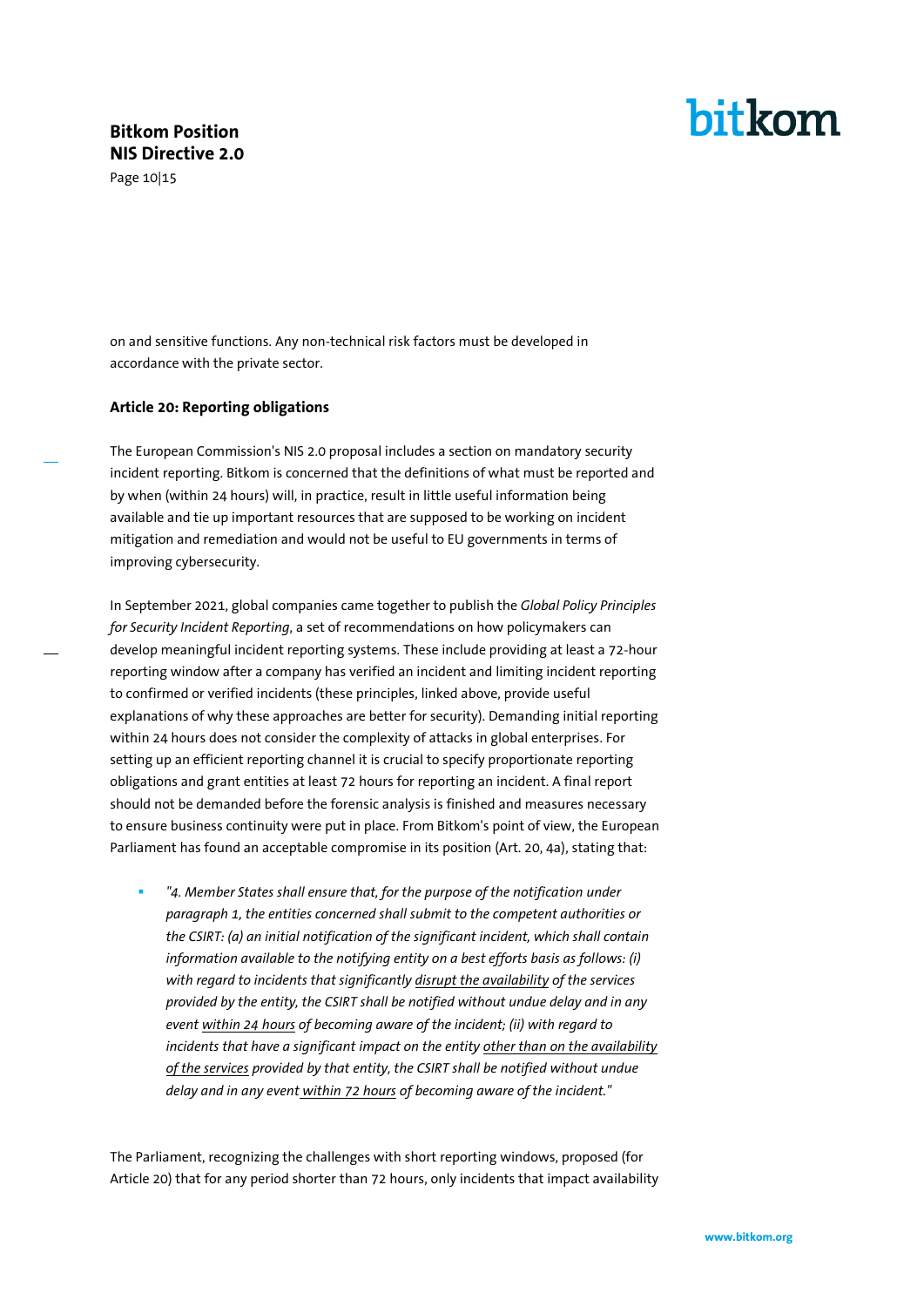on and sensitive functions. Any non-technical risk factors must be developed in accordance with the private sector.

**Article 20: Reporting obligations**

The European Commission's NIS 2.0 proposal includes a section on mandatory security incident reporting. Bitkom is concerned that the definitions of what must be reported and by when (within 24 hours) will, in practice, result in little useful information being available and tie up important resources that are supposed to be working on incident mitigation and remediation and would not be useful to EU governments in terms of improving cybersecurity.

In September 2021, global companies came together to publish the *Global Policy Principles for Security Incident Reporting*, a set of recommendations on how policymakers can develop meaningful incident reporting systems. These include providing at least a 72-hour reporting window after a company has verified an incident and limiting incident reporting to confirmed or verified incidents (these principles, linked above, provide useful explanations of why these approaches are better for security). Demanding initial reporting within 24 hours does not consider the complexity of attacks in global enterprises. For setting up an efficient reporting channel it is crucial to specify proportionate reporting obligations and grant entities at least 72 hours for reporting an incident. A final report should not be demanded before the forensic analysis is finished and measures necessary to ensure business continuity were put in place. From Bitkom's point of view, the European Parliament has found an acceptable compromise in its position (Art. 20, 4a), stating that:

- *"4. Member States shall ensure that, for the purpose of the notification under paragraph 1, the entities concerned shall submit to the competent authorities or the CSIRT: (a) an initial notification of the significant incident, which shall contain information available to the notifying entity on a best efforts basis as follows: (i) with regard to incidents that significantly <u>disrupt the availability</u> of the services provided by the entity, the CSIRT shall be notified without undue delay and in any event <u>within 24 hours</u> of becoming aware of the incident; (ii) with regard to incidents that have a significant impact on the entity <u>other than on the availability of the services</u> provided by that entity, the CSIRT shall be notified without undue delay and in any event <u>within 72 hours</u> of becoming aware of the incident."*

The Parliament, recognizing the challenges with short reporting windows, proposed (for Article 20) that for any period shorter than 72 hours, only incidents that impact availability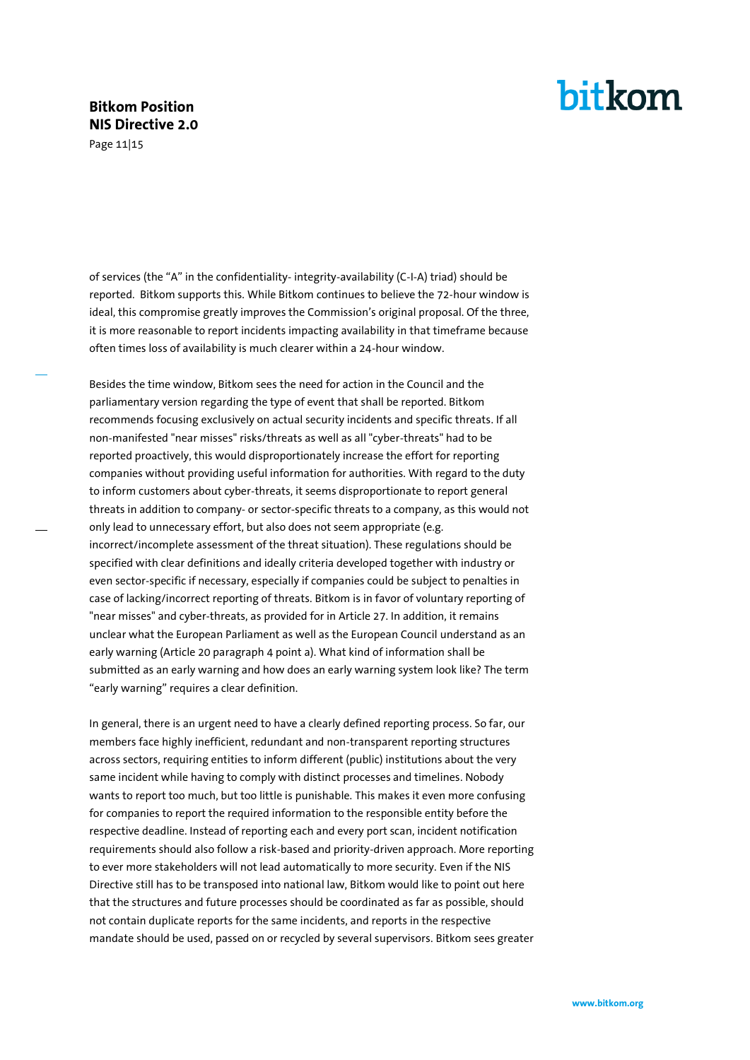of services (the "A" in the confidentiality- integrity-availability (C-I-A) triad) should be reported. Bitkom supports this. While Bitkom continues to believe the 72-hour window is ideal, this compromise greatly improves the Commission's original proposal. Of the three, it is more reasonable to report incidents impacting availability in that timeframe because often times loss of availability is much clearer within a 24-hour window.

Besides the time window, Bitkom sees the need for action in the Council and the parliamentary version regarding the type of event that shall be reported. Bitkom recommends focusing exclusively on actual security incidents and specific threats. If all non-manifested "near misses" risks/threats as well as all "cyber-threats" had to be reported proactively, this would disproportionately increase the effort for reporting companies without providing useful information for authorities. With regard to the duty to inform customers about cyber-threats, it seems disproportionate to report general threats in addition to company- or sector-specific threats to a company, as this would not only lead to unnecessary effort, but also does not seem appropriate (e.g. incorrect/incomplete assessment of the threat situation). These regulations should be specified with clear definitions and ideally criteria developed together with industry or even sector-specific if necessary, especially if companies could be subject to penalties in case of lacking/incorrect reporting of threats. Bitkom is in favor of voluntary reporting of "near misses" and cyber-threats, as provided for in Article 27. In addition, it remains unclear what the European Parliament as well as the European Council understand as an early warning (Article 20 paragraph 4 point a). What kind of information shall be submitted as an early warning and how does an early warning system look like? The term "early warning" requires a clear definition.

In general, there is an urgent need to have a clearly defined reporting process. So far, our members face highly inefficient, redundant and non-transparent reporting structures across sectors, requiring entities to inform different (public) institutions about the very same incident while having to comply with distinct processes and timelines. Nobody wants to report too much, but too little is punishable. This makes it even more confusing for companies to report the required information to the responsible entity before the respective deadline. Instead of reporting each and every port scan, incident notification requirements should also follow a risk-based and priority-driven approach. More reporting to ever more stakeholders will not lead automatically to more security. Even if the NIS Directive still has to be transposed into national law, Bitkom would like to point out here that the structures and future processes should be coordinated as far as possible, should not contain duplicate reports for the same incidents, and reports in the respective mandate should be used, passed on or recycled by several supervisors. Bitkom sees greater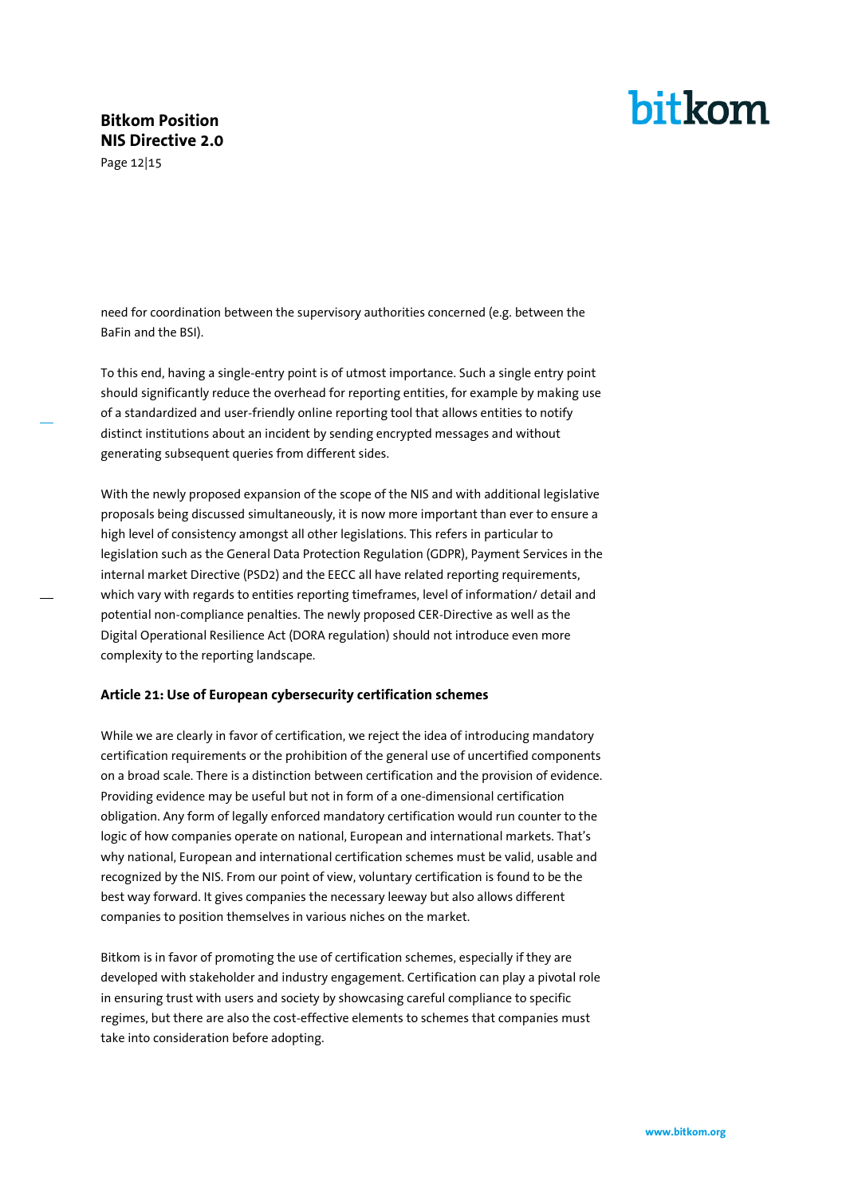need for coordination between the supervisory authorities concerned (e.g. between the BaFin and the BSI).

To this end, having a single-entry point is of utmost importance. Such a single entry point should significantly reduce the overhead for reporting entities, for example by making use of a standardized and user-friendly online reporting tool that allows entities to notify distinct institutions about an incident by sending encrypted messages and without generating subsequent queries from different sides.

With the newly proposed expansion of the scope of the NIS and with additional legislative proposals being discussed simultaneously, it is now more important than ever to ensure a high level of consistency amongst all other legislations. This refers in particular to legislation such as the General Data Protection Regulation (GDPR), Payment Services in the internal market Directive (PSD2) and the EECC all have related reporting requirements, which vary with regards to entities reporting timeframes, level of information/ detail and potential non-compliance penalties. The newly proposed CER-Directive as well as the Digital Operational Resilience Act (DORA regulation) should not introduce even more complexity to the reporting landscape.

**Article 21: Use of European cybersecurity certification schemes**

While we are clearly in favor of certification, we reject the idea of introducing mandatory certification requirements or the prohibition of the general use of uncertified components on a broad scale. There is a distinction between certification and the provision of evidence. Providing evidence may be useful but not in form of a one-dimensional certification obligation. Any form of legally enforced mandatory certification would run counter to the logic of how companies operate on national, European and international markets. That's why national, European and international certification schemes must be valid, usable and recognized by the NIS. From our point of view, voluntary certification is found to be the best way forward. It gives companies the necessary leeway but also allows different companies to position themselves in various niches on the market.

Bitkom is in favor of promoting the use of certification schemes, especially if they are developed with stakeholder and industry engagement. Certification can play a pivotal role in ensuring trust with users and society by showcasing careful compliance to specific regimes, but there are also the cost-effective elements to schemes that companies must take into consideration before adopting.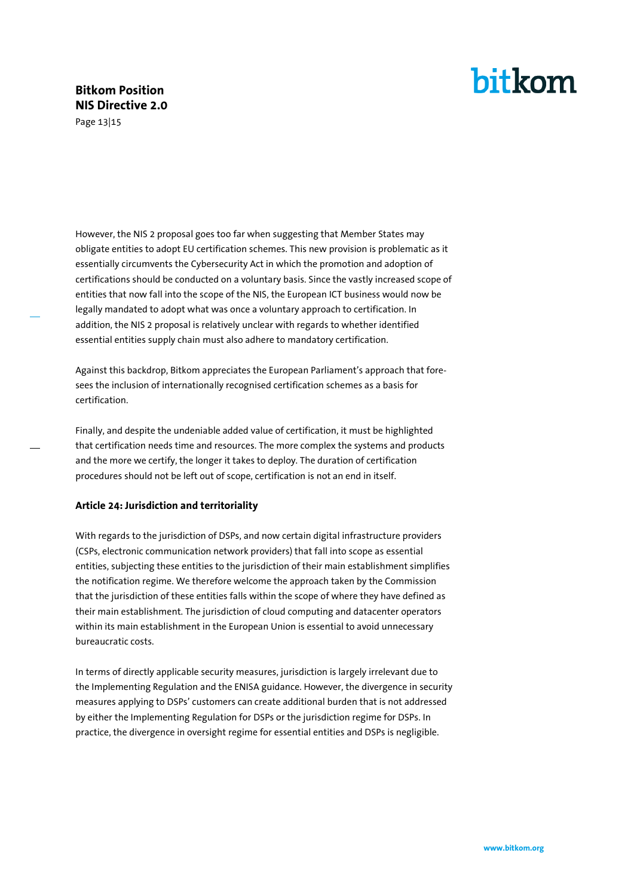However, the NIS 2 proposal goes too far when suggesting that Member States may obligate entities to adopt EU certification schemes. This new provision is problematic as it essentially circumvents the Cybersecurity Act in which the promotion and adoption of certifications should be conducted on a voluntary basis. Since the vastly increased scope of entities that now fall into the scope of the NIS, the European ICT business would now be legally mandated to adopt what was once a voluntary approach to certification. In addition, the NIS 2 proposal is relatively unclear with regards to whether identified essential entities supply chain must also adhere to mandatory certification.

Against this backdrop, Bitkom appreciates the European Parliament's approach that foresees the inclusion of internationally recognised certification schemes as a basis for certification.

Finally, and despite the undeniable added value of certification, it must be highlighted that certification needs time and resources. The more complex the systems and products and the more we certify, the longer it takes to deploy. The duration of certification procedures should not be left out of scope, certification is not an end in itself.

**Article 24: Jurisdiction and territoriality**

With regards to the jurisdiction of DSPs, and now certain digital infrastructure providers (CSPs, electronic communication network providers) that fall into scope as essential entities, subjecting these entities to the jurisdiction of their main establishment simplifies the notification regime. We therefore welcome the approach taken by the Commission that the jurisdiction of these entities falls within the scope of where they have defined as their main establishment. The jurisdiction of cloud computing and datacenter operators within its main establishment in the European Union is essential to avoid unnecessary bureaucratic costs.

In terms of directly applicable security measures, jurisdiction is largely irrelevant due to the Implementing Regulation and the ENISA guidance. However, the divergence in security measures applying to DSPs' customers can create additional burden that is not addressed by either the Implementing Regulation for DSPs or the jurisdiction regime for DSPs. In practice, the divergence in oversight regime for essential entities and DSPs is negligible.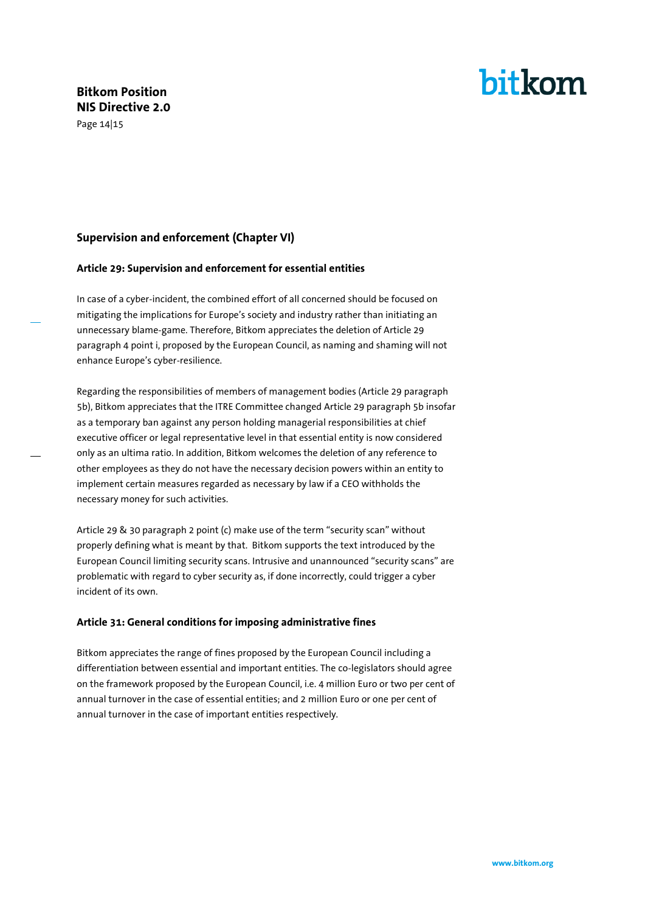## Supervision and enforcement (Chapter VI)

### Article 29: Supervision and enforcement for essential entities

In case of a cyber-incident, the combined effort of all concerned should be focused on mitigating the implications for Europe's society and industry rather than initiating an unnecessary blame-game. Therefore, Bitkom appreciates the deletion of Article 29 paragraph 4 point i, proposed by the European Council, as naming and shaming will not enhance Europe's cyber-resilience.

Regarding the responsibilities of members of management bodies (Article 29 paragraph 5b), Bitkom appreciates that the ITRE Committee changed Article 29 paragraph 5b insofar as a temporary ban against any person holding managerial responsibilities at chief executive officer or legal representative level in that essential entity is now considered only as an ultima ratio. In addition, Bitkom welcomes the deletion of any reference to other employees as they do not have the necessary decision powers within an entity to implement certain measures regarded as necessary by law if a CEO withholds the necessary money for such activities.

Article 29 & 30 paragraph 2 point (c) make use of the term "security scan" without properly defining what is meant by that. Bitkom supports the text introduced by the European Council limiting security scans. Intrusive and unannounced "security scans" are problematic with regard to cyber security as, if done incorrectly, could trigger a cyber incident of its own.

### Article 31: General conditions for imposing administrative fines

Bitkom appreciates the range of fines proposed by the European Council including a differentiation between essential and important entities. The co-legislators should agree on the framework proposed by the European Council, i.e. 4 million Euro or two per cent of annual turnover in the case of essential entities; and 2 million Euro or one per cent of annual turnover in the case of important entities respectively.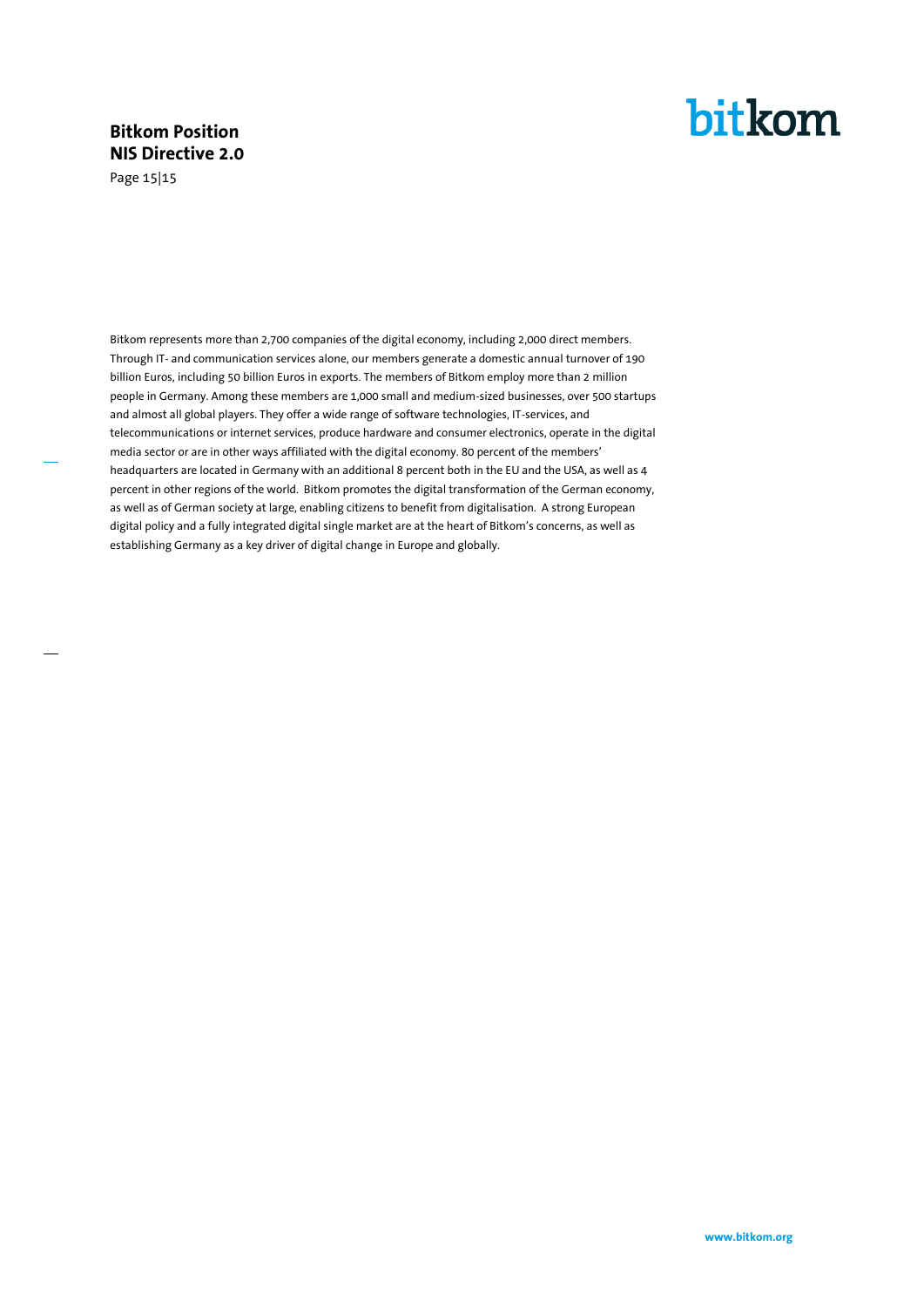Bitkom represents more than 2,700 companies of the digital economy, including 2,000 direct members. Through IT- and communication services alone, our members generate a domestic annual turnover of 190 billion Euros, including 50 billion Euros in exports. The members of Bitkom employ more than 2 million people in Germany. Among these members are 1,000 small and medium-sized businesses, over 500 startups and almost all global players. They offer a wide range of software technologies, IT-services, and telecommunications or internet services, produce hardware and consumer electronics, operate in the digital media sector or are in other ways affiliated with the digital economy. 80 percent of the members' headquarters are located in Germany with an additional 8 percent both in the EU and the USA, as well as 4 percent in other regions of the world. Bitkom promotes the digital transformation of the German economy, as well as of German society at large, enabling citizens to benefit from digitalisation. A strong European digital policy and a fully integrated digital single market are at the heart of Bitkom's concerns, as well as establishing Germany as a key driver of digital change in Europe and globally.